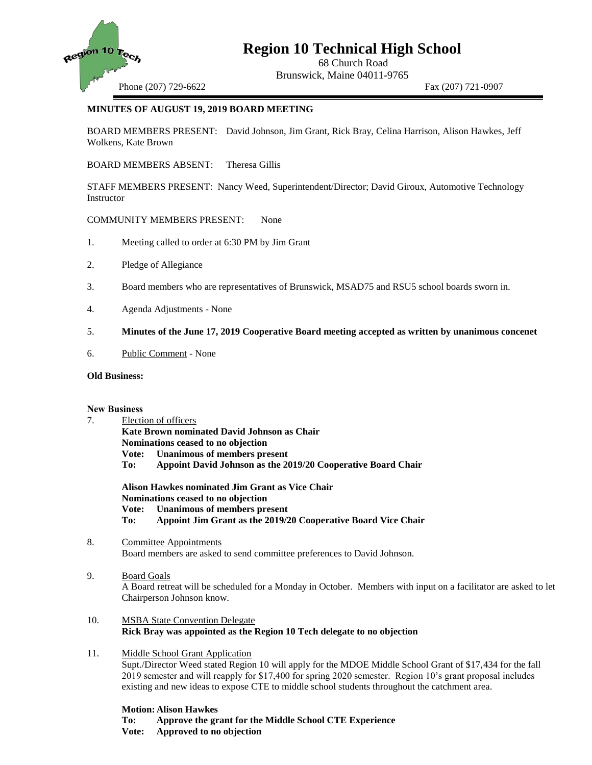# Region 10 Technical High School

68 Church Road
Brunswick, Maine 04011-9765

Phone (207) 729-6622 Fax (207) 721-0907

**MINUTES OF AUGUST 19, 2019 BOARD MEETING**

BOARD MEMBERS PRESENT: David Johnson, Jim Grant, Rick Bray, Celina Harrison, Alison Hawkes, Jeff Wolkens, Kate Brown

BOARD MEMBERS ABSENT: Theresa Gillis

STAFF MEMBERS PRESENT: Nancy Weed, Superintendent/Director; David Giroux, Automotive Technology Instructor

COMMUNITY MEMBERS PRESENT: None

1. Meeting called to order at 6:30 PM by Jim Grant

2. Pledge of Allegiance

3. Board members who are representatives of Brunswick, MSAD75 and RSU5 school boards sworn in.

4. Agenda Adjustments - None

5. **Minutes of the June 17, 2019 Cooperative Board meeting accepted as written by unanimous concenet**

6. Public Comment - None

**Old Business:**

**New Business**

7. Election of officers
   **Kate Brown nominated David Johnson as Chair**
   **Nominations ceased to no objection**
   **Vote: Unanimous of members present**
   **To: Appoint David Johnson as the 2019/20 Cooperative Board Chair**

   **Alison Hawkes nominated Jim Grant as Vice Chair**
   **Nominations ceased to no objection**
   **Vote: Unanimous of members present**
   **To: Appoint Jim Grant as the 2019/20 Cooperative Board Vice Chair**

8. Committee Appointments
   Board members are asked to send committee preferences to David Johnson.

9. Board Goals
   A Board retreat will be scheduled for a Monday in October. Members with input on a facilitator are asked to let Chairperson Johnson know.

10. MSBA State Convention Delegate
    **Rick Bray was appointed as the Region 10 Tech delegate to no objection**

11. Middle School Grant Application
    Supt./Director Weed stated Region 10 will apply for the MDOE Middle School Grant of $17,434 for the fall 2019 semester and will reapply for $17,400 for spring 2020 semester. Region 10's grant proposal includes existing and new ideas to expose CTE to middle school students throughout the catchment area.

    **Motion: Alison Hawkes**
    **To: Approve the grant for the Middle School CTE Experience**
    **Vote: Approved to no objection**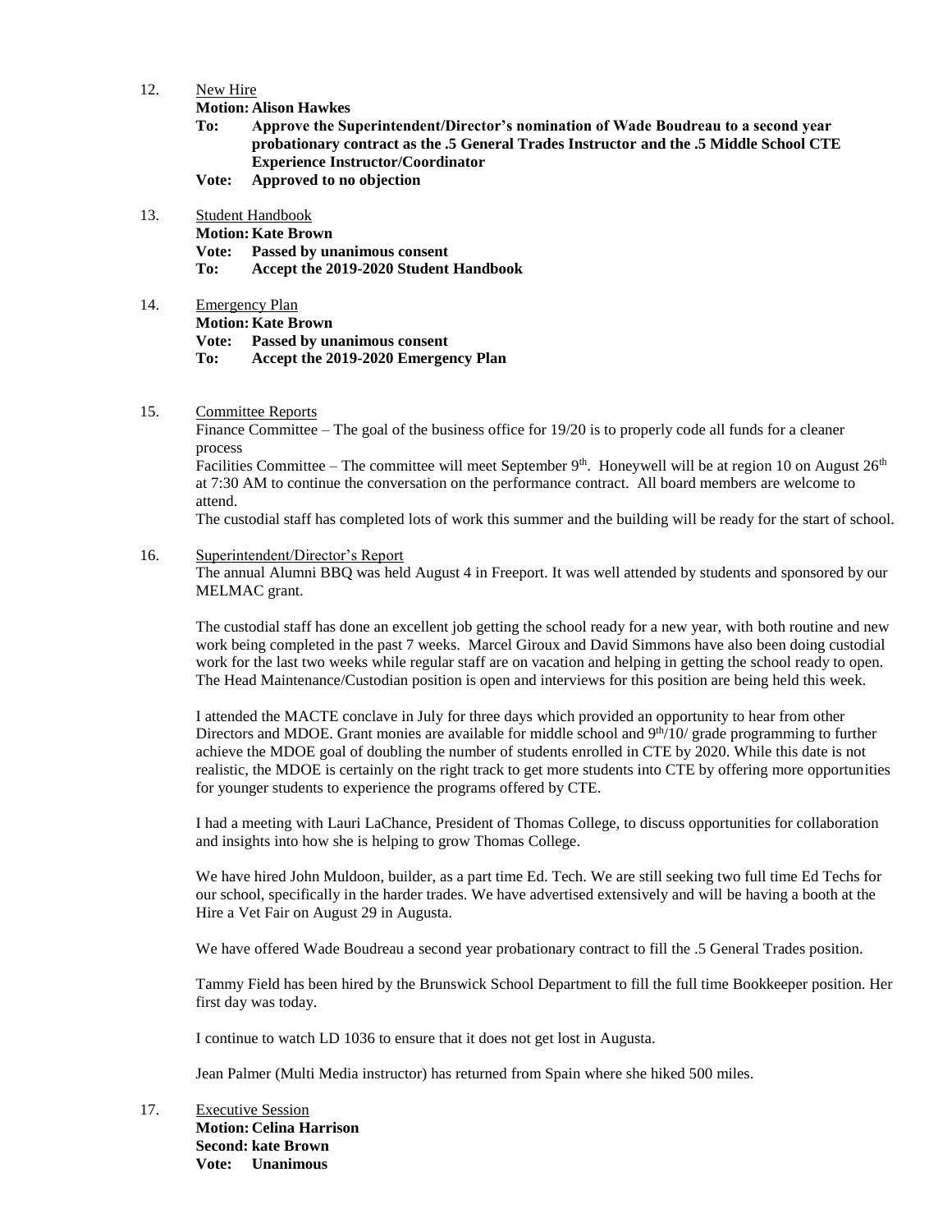12. New Hire

    **Motion: Alison Hawkes**

    **To: Approve the Superintendent/Director's nomination of Wade Boudreau to a second year probationary contract as the .5 General Trades Instructor and the .5 Middle School CTE Experience Instructor/Coordinator**

    **Vote: Approved to no objection**

13. Student Handbook

    **Motion: Kate Brown**

    **Vote: Passed by unanimous consent**

    **To: Accept the 2019-2020 Student Handbook**

14. Emergency Plan

    **Motion: Kate Brown**

    **Vote: Passed by unanimous consent**

    **To: Accept the 2019-2020 Emergency Plan**

15. Committee Reports

    Finance Committee – The goal of the business office for 19/20 is to properly code all funds for a cleaner process

    Facilities Committee – The committee will meet September 9th. Honeywell will be at region 10 on August 26th at 7:30 AM to continue the conversation on the performance contract. All board members are welcome to attend.

    The custodial staff has completed lots of work this summer and the building will be ready for the start of school.

16. Superintendent/Director's Report

    The annual Alumni BBQ was held August 4 in Freeport. It was well attended by students and sponsored by our MELMAC grant.

    The custodial staff has done an excellent job getting the school ready for a new year, with both routine and new work being completed in the past 7 weeks. Marcel Giroux and David Simmons have also been doing custodial work for the last two weeks while regular staff are on vacation and helping in getting the school ready to open. The Head Maintenance/Custodian position is open and interviews for this position are being held this week.

    I attended the MACTE conclave in July for three days which provided an opportunity to hear from other Directors and MDOE. Grant monies are available for middle school and 9th/10/ grade programming to further achieve the MDOE goal of doubling the number of students enrolled in CTE by 2020. While this date is not realistic, the MDOE is certainly on the right track to get more students into CTE by offering more opportunities for younger students to experience the programs offered by CTE.

    I had a meeting with Lauri LaChance, President of Thomas College, to discuss opportunities for collaboration and insights into how she is helping to grow Thomas College.

    We have hired John Muldoon, builder, as a part time Ed. Tech. We are still seeking two full time Ed Techs for our school, specifically in the harder trades. We have advertised extensively and will be having a booth at the Hire a Vet Fair on August 29 in Augusta.

    We have offered Wade Boudreau a second year probationary contract to fill the .5 General Trades position.

    Tammy Field has been hired by the Brunswick School Department to fill the full time Bookkeeper position. Her first day was today.

    I continue to watch LD 1036 to ensure that it does not get lost in Augusta.

    Jean Palmer (Multi Media instructor) has returned from Spain where she hiked 500 miles.

17. Executive Session

    **Motion: Celina Harrison**

    **Second: kate Brown**

    **Vote: Unanimous**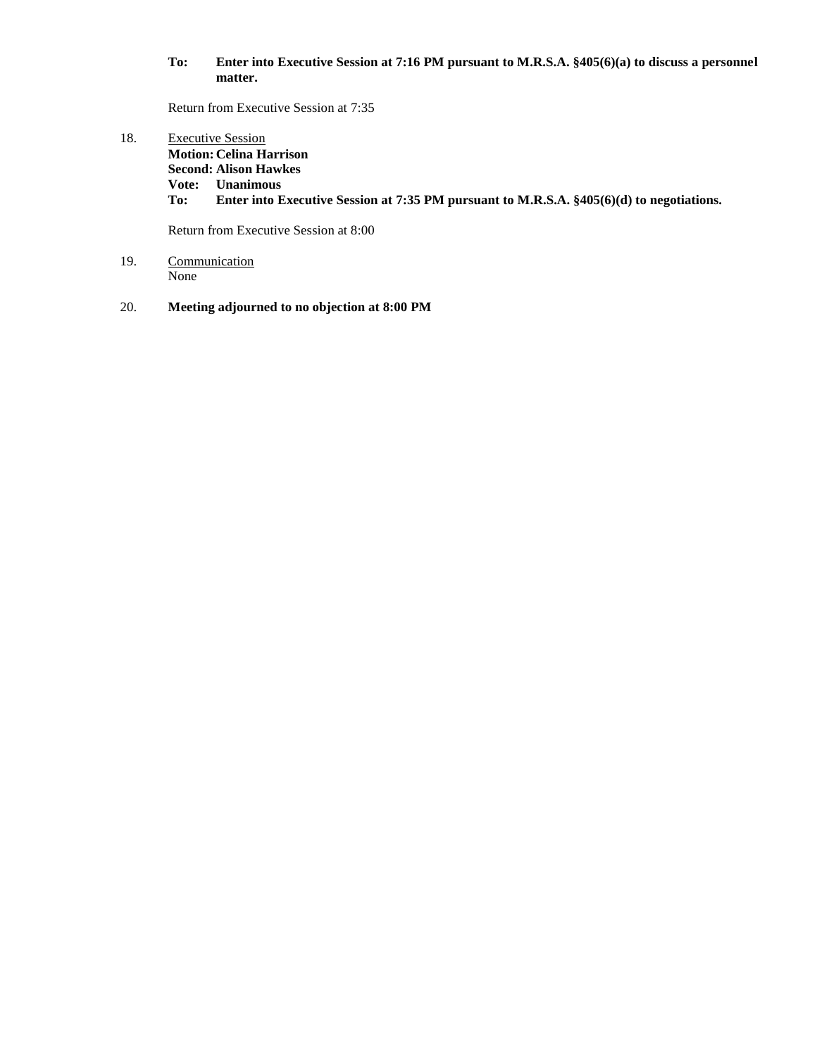**To: Enter into Executive Session at 7:16 PM pursuant to M.R.S.A. §405(6)(a) to discuss a personnel matter.**

Return from Executive Session at 7:35

18. Executive Session
    **Motion: Celina Harrison**
    **Second: Alison Hawkes**
    **Vote: Unanimous**
    **To: Enter into Executive Session at 7:35 PM pursuant to M.R.S.A. §405(6)(d) to negotiations.**

    Return from Executive Session at 8:00

19. Communication
    None

20. **Meeting adjourned to no objection at 8:00 PM**